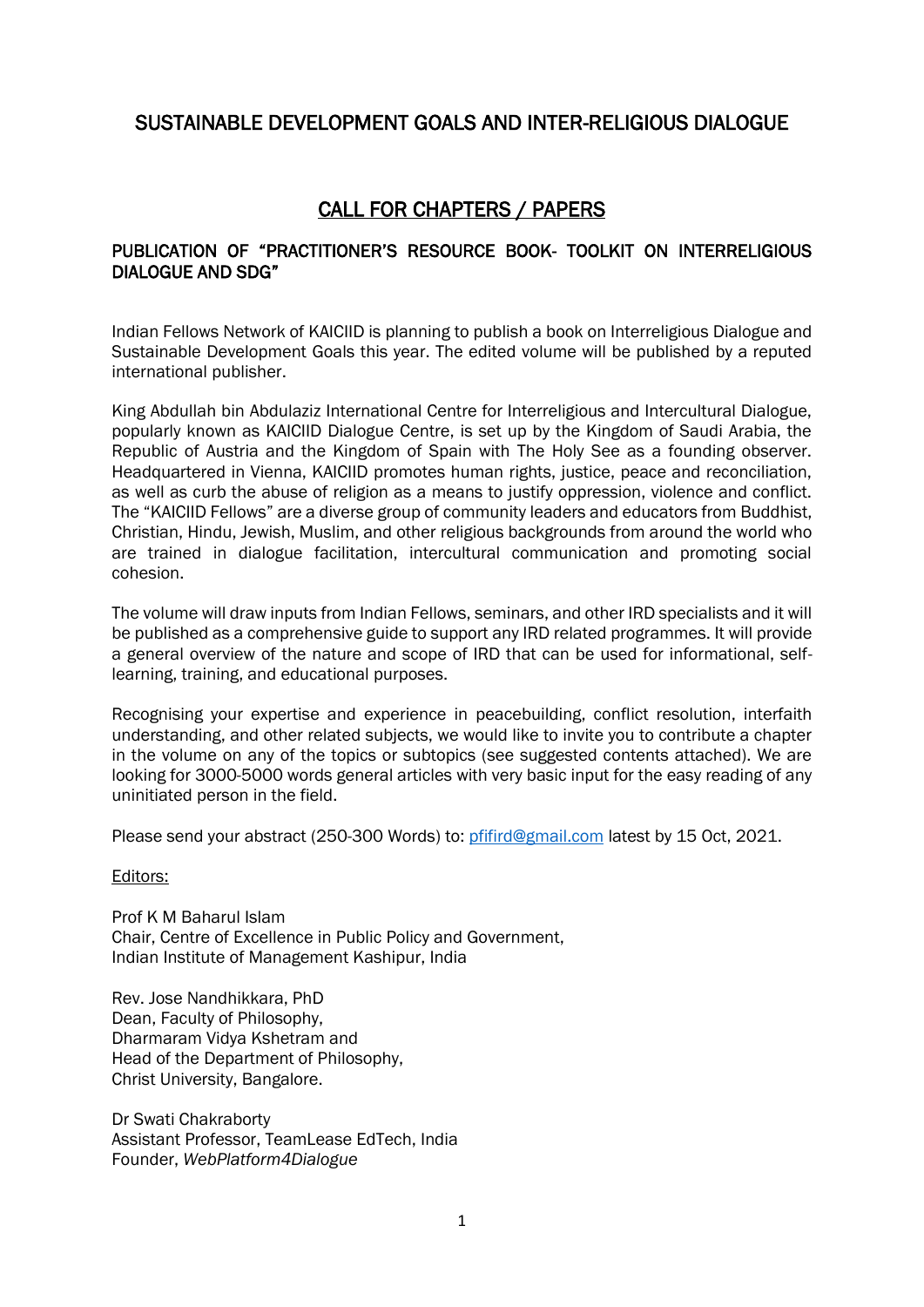# SUSTAINABLE DEVELOPMENT GOALS AND INTER-RELIGIOUS DIALOGUE

## CALL FOR CHAPTERS / PAPERS

### PUBLICATION OF "PRACTITIONER'S RESOURCE BOOK- TOOLKIT ON INTERRELIGIOUS DIALOGUE AND SDG"

Indian Fellows Network of KAICIID is planning to publish a book on Interreligious Dialogue and Sustainable Development Goals this year. The edited volume will be published by a reputed international publisher.

King Abdullah bin Abdulaziz International Centre for Interreligious and Intercultural Dialogue, popularly known as KAICIID Dialogue Centre, is set up by the Kingdom of Saudi Arabia, the Republic of Austria and the Kingdom of Spain with The Holy See as a founding observer. Headquartered in Vienna, KAICIID promotes human rights, justice, peace and reconciliation, as well as curb the abuse of religion as a means to justify oppression, violence and conflict. The "KAICIID Fellows" are a diverse group of community leaders and educators from Buddhist, Christian, Hindu, Jewish, Muslim, and other religious backgrounds from around the world who are trained in dialogue facilitation, intercultural communication and promoting social cohesion.

The volume will draw inputs from Indian Fellows, seminars, and other IRD specialists and it will be published as a comprehensive guide to support any IRD related programmes. It will provide a general overview of the nature and scope of IRD that can be used for informational, self-learning, training, and educational purposes.

Recognising your expertise and experience in peacebuilding, conflict resolution, interfaith understanding, and other related subjects, we would like to invite you to contribute a chapter in the volume on any of the topics or subtopics (see suggested contents attached). We are looking for 3000-5000 words general articles with very basic input for the easy reading of any uninitiated person in the field.

Please send your abstract (250-300 Words) to: pfifird@gmail.com latest by 15 Oct, 2021.

Editors:

Prof K M Baharul Islam
Chair, Centre of Excellence in Public Policy and Government,
Indian Institute of Management Kashipur, India

Rev. Jose Nandhikkara, PhD
Dean, Faculty of Philosophy,
Dharmaram Vidya Kshetram and
Head of the Department of Philosophy,
Christ University, Bangalore.

Dr Swati Chakraborty
Assistant Professor, TeamLease EdTech, India
Founder, *WebPlatform4Dialogue*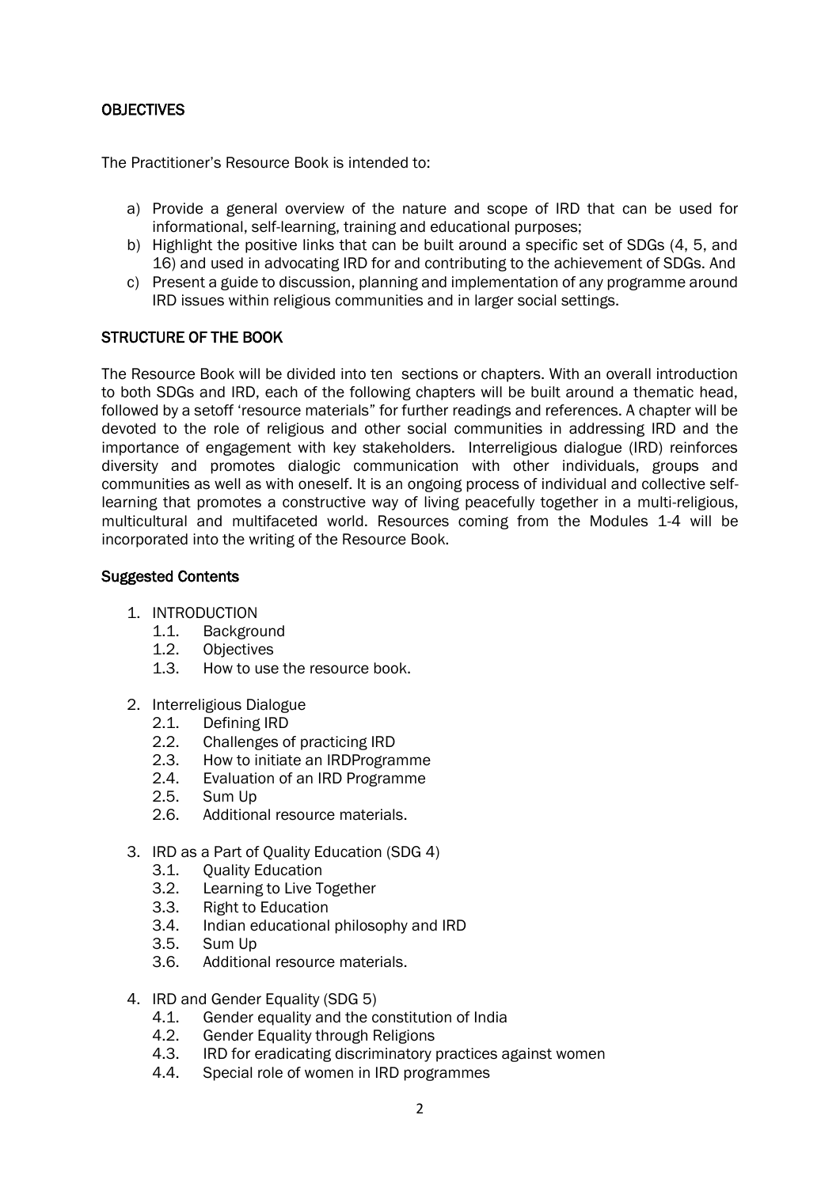## OBJECTIVES

The Practitioner's Resource Book is intended to:

a) Provide a general overview of the nature and scope of IRD that can be used for informational, self-learning, training and educational purposes;
b) Highlight the positive links that can be built around a specific set of SDGs (4, 5, and 16) and used in advocating IRD for and contributing to the achievement of SDGs. And
c) Present a guide to discussion, planning and implementation of any programme around IRD issues within religious communities and in larger social settings.

## STRUCTURE OF THE BOOK

The Resource Book will be divided into ten sections or chapters. With an overall introduction to both SDGs and IRD, each of the following chapters will be built around a thematic head, followed by a setoff 'resource materials" for further readings and references. A chapter will be devoted to the role of religious and other social communities in addressing IRD and the importance of engagement with key stakeholders. Interreligious dialogue (IRD) reinforces diversity and promotes dialogic communication with other individuals, groups and communities as well as with oneself. It is an ongoing process of individual and collective self-learning that promotes a constructive way of living peacefully together in a multi-religious, multicultural and multifaceted world. Resources coming from the Modules 1-4 will be incorporated into the writing of the Resource Book.

### Suggested Contents

1. INTRODUCTION
   1.1. Background
   1.2. Objectives
   1.3. How to use the resource book.

2. Interreligious Dialogue
   2.1. Defining IRD
   2.2. Challenges of practicing IRD
   2.3. How to initiate an IRDProgramme
   2.4. Evaluation of an IRD Programme
   2.5. Sum Up
   2.6. Additional resource materials.

3. IRD as a Part of Quality Education (SDG 4)
   3.1. Quality Education
   3.2. Learning to Live Together
   3.3. Right to Education
   3.4. Indian educational philosophy and IRD
   3.5. Sum Up
   3.6. Additional resource materials.

4. IRD and Gender Equality (SDG 5)
   4.1. Gender equality and the constitution of India
   4.2. Gender Equality through Religions
   4.3. IRD for eradicating discriminatory practices against women
   4.4. Special role of women in IRD programmes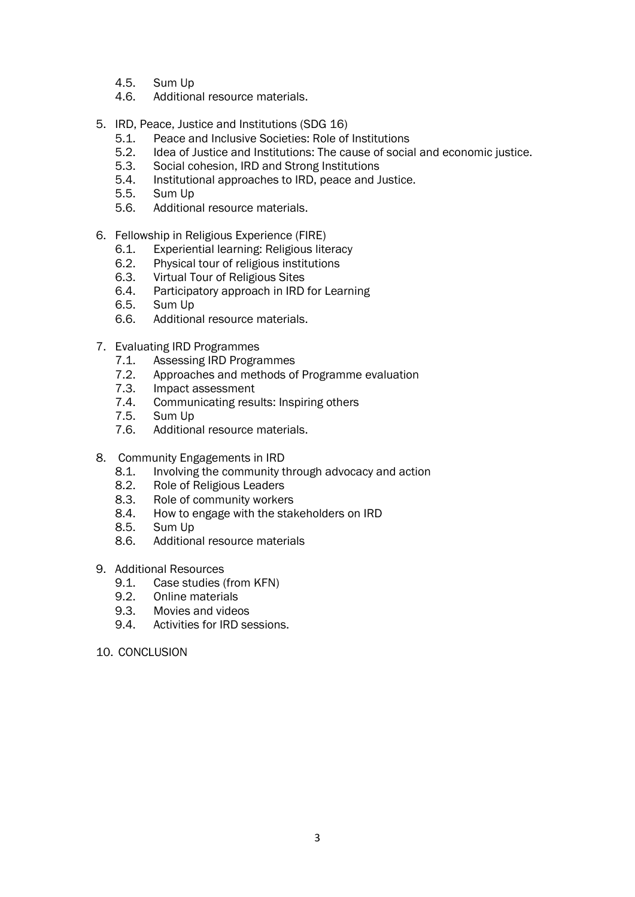- 4.5. Sum Up
- 4.6. Additional resource materials.

5. IRD, Peace, Justice and Institutions (SDG 16)
   - 5.1. Peace and Inclusive Societies: Role of Institutions
   - 5.2. Idea of Justice and Institutions: The cause of social and economic justice.
   - 5.3. Social cohesion, IRD and Strong Institutions
   - 5.4. Institutional approaches to IRD, peace and Justice.
   - 5.5. Sum Up
   - 5.6. Additional resource materials.

6. Fellowship in Religious Experience (FIRE)
   - 6.1. Experiential learning: Religious literacy
   - 6.2. Physical tour of religious institutions
   - 6.3. Virtual Tour of Religious Sites
   - 6.4. Participatory approach in IRD for Learning
   - 6.5. Sum Up
   - 6.6. Additional resource materials.

7. Evaluating IRD Programmes
   - 7.1. Assessing IRD Programmes
   - 7.2. Approaches and methods of Programme evaluation
   - 7.3. Impact assessment
   - 7.4. Communicating results: Inspiring others
   - 7.5. Sum Up
   - 7.6. Additional resource materials.

8. Community Engagements in IRD
   - 8.1. Involving the community through advocacy and action
   - 8.2. Role of Religious Leaders
   - 8.3. Role of community workers
   - 8.4. How to engage with the stakeholders on IRD
   - 8.5. Sum Up
   - 8.6. Additional resource materials

9. Additional Resources
   - 9.1. Case studies (from KFN)
   - 9.2. Online materials
   - 9.3. Movies and videos
   - 9.4. Activities for IRD sessions.

10. CONCLUSION